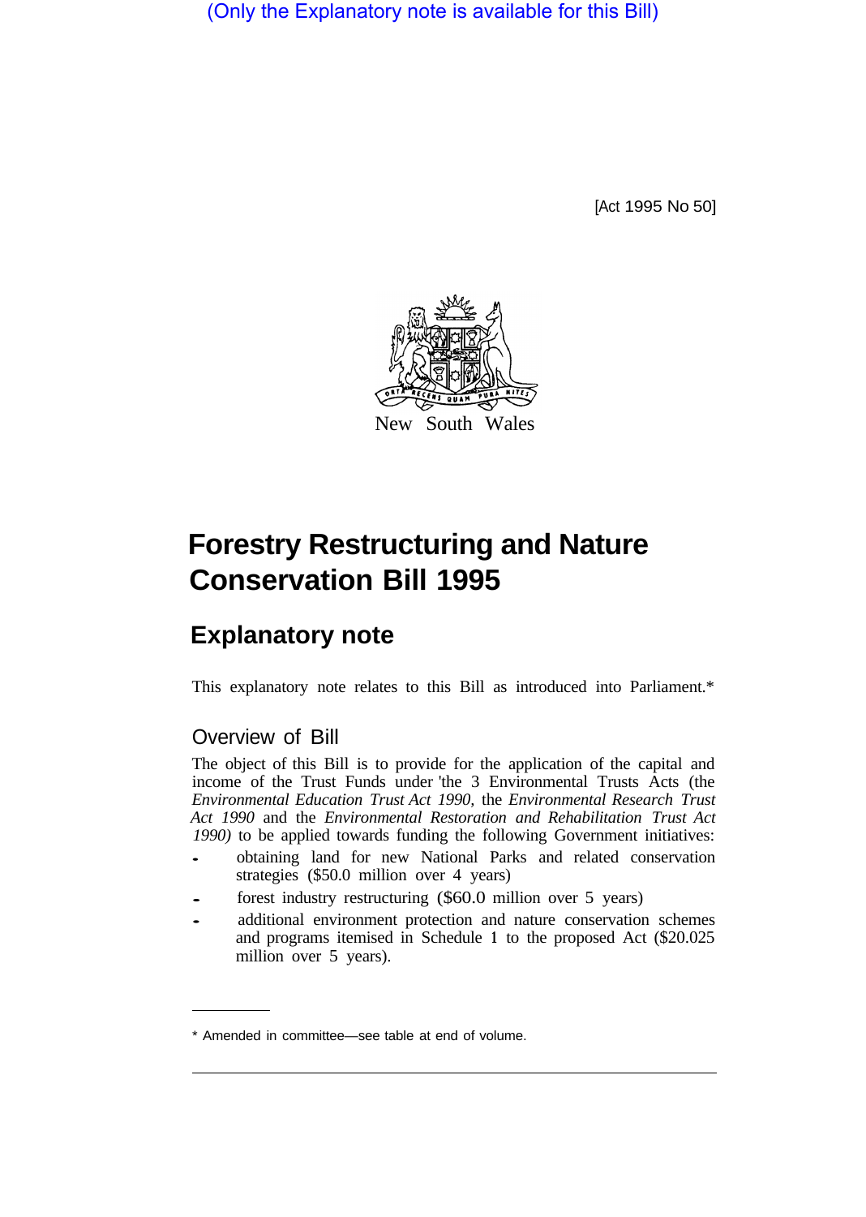(Only the Explanatory note is available for this Bill)

[Act 1995 No 50]

New South Wales

# Forestry Restructuring and Nature Conservation Bill 1995

## Explanatory note

This explanatory note relates to this Bill as introduced into Parliament.*

### Overview of Bill

The object of this Bill is to provide for the application of the capital and income of the Trust Funds under 'the 3 Environmental Trusts Acts (the *Environmental Education Trust Act 1990*, the *Environmental Research Trust Act 1990* and the *Environmental Restoration and Rehabilitation Trust Act 1990)* to be applied towards funding the following Government initiatives:

- obtaining land for new National Parks and related conservation strategies ($50.0 million over 4 years)
- forest industry restructuring ($60.0 million over 5 years)
- additional environment protection and nature conservation schemes and programs itemised in Schedule 1 to the proposed Act ($20.025 million over 5 years).

---

* Amended in committee—see table at end of volume.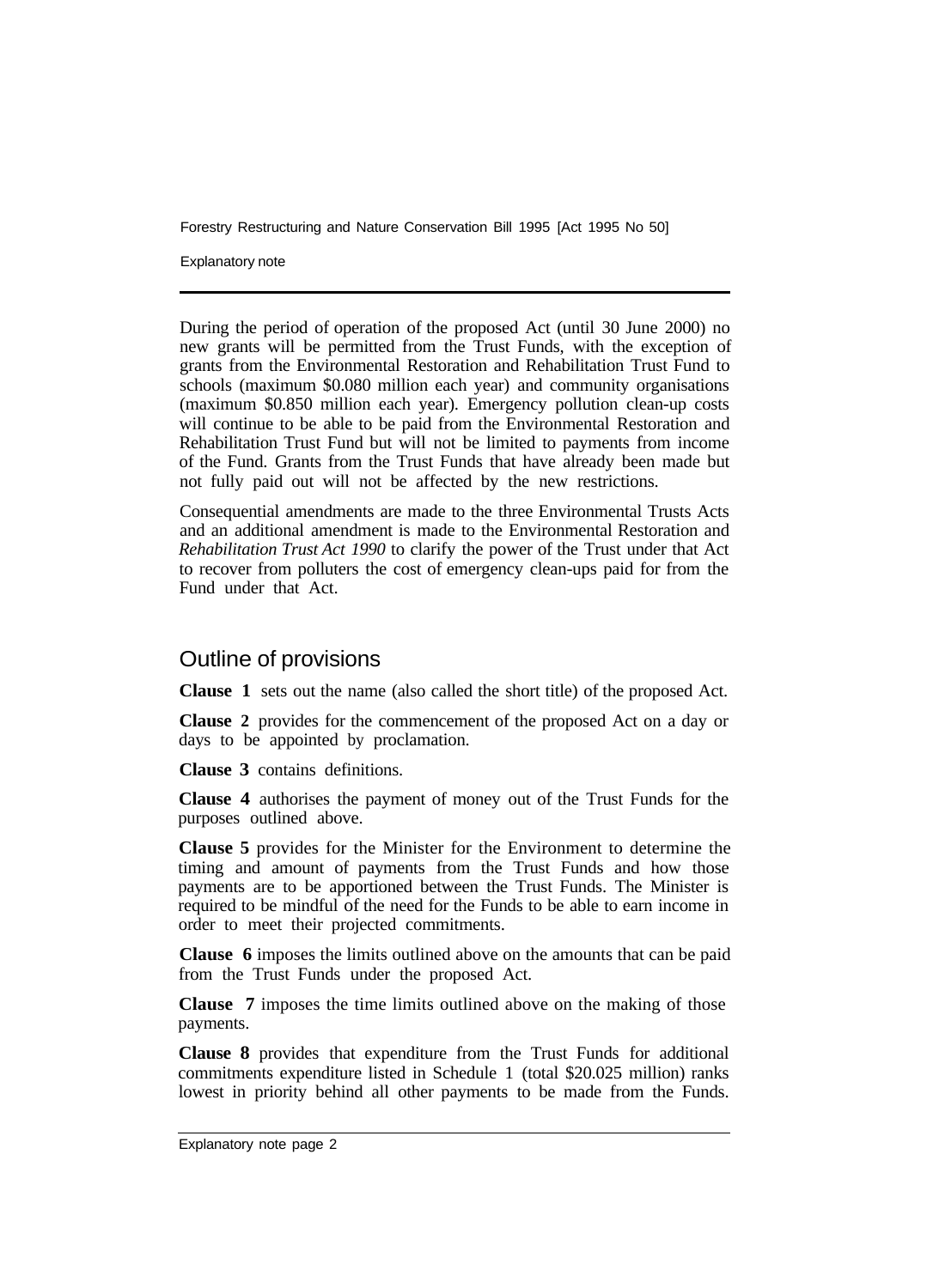During the period of operation of the proposed Act (until 30 June 2000) no new grants will be permitted from the Trust Funds, with the exception of grants from the Environmental Restoration and Rehabilitation Trust Fund to schools (maximum $0.080 million each year) and community organisations (maximum $0.850 million each year). Emergency pollution clean-up costs will continue to be able to be paid from the Environmental Restoration and Rehabilitation Trust Fund but will not be limited to payments from income of the Fund. Grants from the Trust Funds that have already been made but not fully paid out will not be affected by the new restrictions.

Consequential amendments are made to the three Environmental Trusts Acts and an additional amendment is made to the Environmental Restoration and *Rehabilitation Trust Act 1990* to clarify the power of the Trust under that Act to recover from polluters the cost of emergency clean-ups paid for from the Fund under that Act.

## Outline of provisions

**Clause 1** sets out the name (also called the short title) of the proposed Act.

**Clause 2** provides for the commencement of the proposed Act on a day or days to be appointed by proclamation.

**Clause 3** contains definitions.

**Clause 4** authorises the payment of money out of the Trust Funds for the purposes outlined above.

**Clause 5** provides for the Minister for the Environment to determine the timing and amount of payments from the Trust Funds and how those payments are to be apportioned between the Trust Funds. The Minister is required to be mindful of the need for the Funds to be able to earn income in order to meet their projected commitments.

**Clause 6** imposes the limits outlined above on the amounts that can be paid from the Trust Funds under the proposed Act.

**Clause 7** imposes the time limits outlined above on the making of those payments.

**Clause 8** provides that expenditure from the Trust Funds for additional commitments expenditure listed in Schedule 1 (total $20.025 million) ranks lowest in priority behind all other payments to be made from the Funds.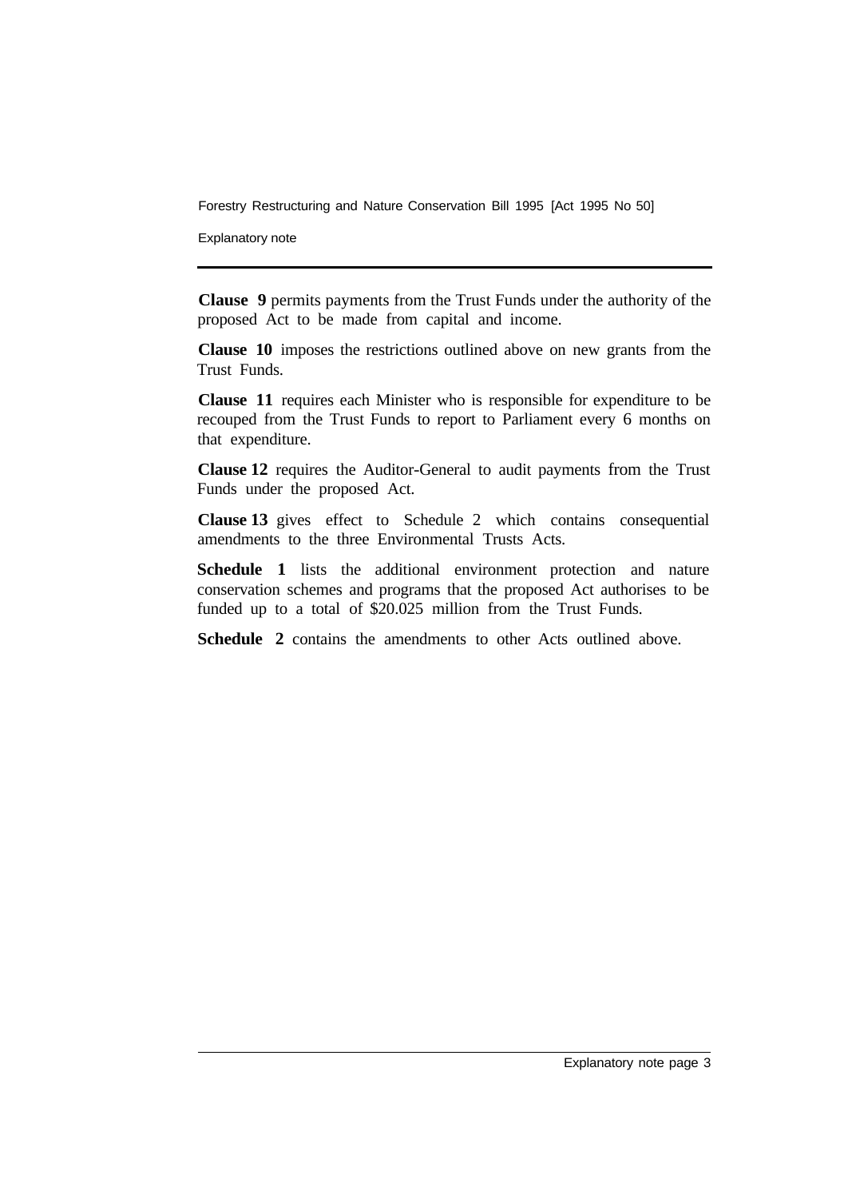**Clause 9** permits payments from the Trust Funds under the authority of the proposed Act to be made from capital and income.

**Clause 10** imposes the restrictions outlined above on new grants from the Trust Funds.

**Clause 11** requires each Minister who is responsible for expenditure to be recouped from the Trust Funds to report to Parliament every 6 months on that expenditure.

**Clause 12** requires the Auditor-General to audit payments from the Trust Funds under the proposed Act.

**Clause 13** gives effect to Schedule 2 which contains consequential amendments to the three Environmental Trusts Acts.

**Schedule 1** lists the additional environment protection and nature conservation schemes and programs that the proposed Act authorises to be funded up to a total of $20.025 million from the Trust Funds.

**Schedule 2** contains the amendments to other Acts outlined above.